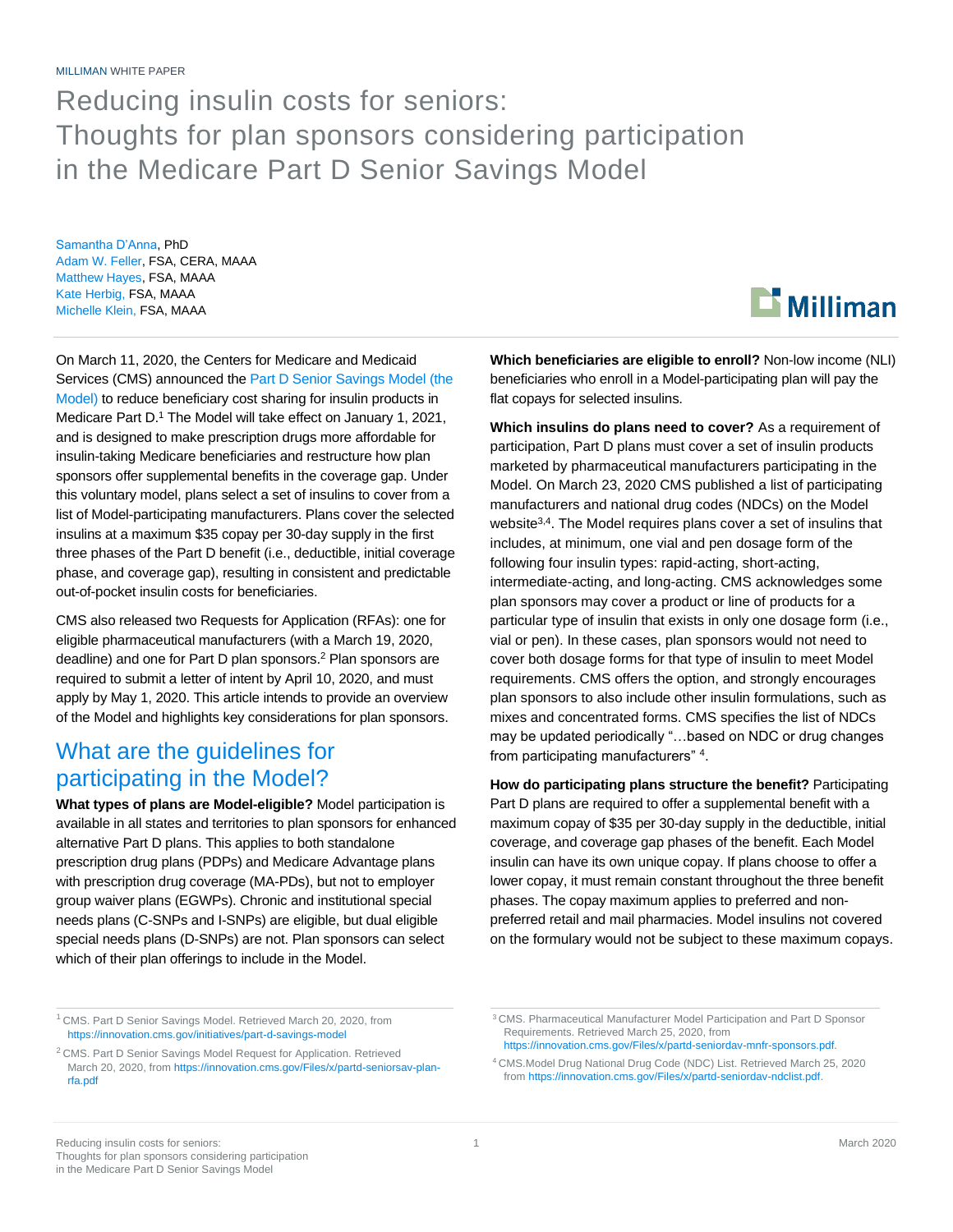MILLIMAN WHITE PAPER

# Reducing insulin costs for seniors: Thoughts for plan sponsors considering participation in the Medicare Part D Senior Savings Model

Samantha D'Anna, PhD
Adam W. Feller, FSA, CERA, MAAA
Matthew Hayes, FSA, MAAA
Kate Herbig, FSA, MAAA
Michelle Klein, FSA, MAAA

On March 11, 2020, the Centers for Medicare and Medicaid Services (CMS) announced the Part D Senior Savings Model (the Model) to reduce beneficiary cost sharing for insulin products in Medicare Part D.[1] The Model will take effect on January 1, 2021, and is designed to make prescription drugs more affordable for insulin-taking Medicare beneficiaries and restructure how plan sponsors offer supplemental benefits in the coverage gap. Under this voluntary model, plans select a set of insulins to cover from a list of Model-participating manufacturers. Plans cover the selected insulins at a maximum $35 copay per 30-day supply in the first three phases of the Part D benefit (i.e., deductible, initial coverage phase, and coverage gap), resulting in consistent and predictable out-of-pocket insulin costs for beneficiaries.

CMS also released two Requests for Application (RFAs): one for eligible pharmaceutical manufacturers (with a March 19, 2020, deadline) and one for Part D plan sponsors.[2] Plan sponsors are required to submit a letter of intent by April 10, 2020, and must apply by May 1, 2020. This article intends to provide an overview of the Model and highlights key considerations for plan sponsors.

## What are the guidelines for participating in the Model?

**What types of plans are Model-eligible?** Model participation is available in all states and territories to plan sponsors for enhanced alternative Part D plans. This applies to both standalone prescription drug plans (PDPs) and Medicare Advantage plans with prescription drug coverage (MA-PDs), but not to employer group waiver plans (EGWPs). Chronic and institutional special needs plans (C-SNPs and I-SNPs) are eligible, but dual eligible special needs plans (D-SNPs) are not. Plan sponsors can select which of their plan offerings to include in the Model.

**Which beneficiaries are eligible to enroll?** Non-low income (NLI) beneficiaries who enroll in a Model-participating plan will pay the flat copays for selected insulins.

**Which insulins do plans need to cover?** As a requirement of participation, Part D plans must cover a set of insulin products marketed by pharmaceutical manufacturers participating in the Model. On March 23, 2020 CMS published a list of participating manufacturers and national drug codes (NDCs) on the Model website[3,4]. The Model requires plans cover a set of insulins that includes, at minimum, one vial and pen dosage form of the following four insulin types: rapid-acting, short-acting, intermediate-acting, and long-acting. CMS acknowledges some plan sponsors may cover a product or line of products for a particular type of insulin that exists in only one dosage form (i.e., vial or pen). In these cases, plan sponsors would not need to cover both dosage forms for that type of insulin to meet Model requirements. CMS offers the option, and strongly encourages plan sponsors to also include other insulin formulations, such as mixes and concentrated forms. CMS specifies the list of NDCs may be updated periodically "…based on NDC or drug changes from participating manufacturers" [4].

**How do participating plans structure the benefit?** Participating Part D plans are required to offer a supplemental benefit with a maximum copay of $35 per 30-day supply in the deductible, initial coverage, and coverage gap phases of the benefit. Each Model insulin can have its own unique copay. If plans choose to offer a lower copay, it must remain constant throughout the three benefit phases. The copay maximum applies to preferred and non-preferred retail and mail pharmacies. Model insulins not covered on the formulary would not be subject to these maximum copays.

---

[1] CMS. Part D Senior Savings Model. Retrieved March 20, 2020, from https://innovation.cms.gov/initiatives/part-d-savings-model

[2] CMS. Part D Senior Savings Model Request for Application. Retrieved March 20, 2020, from https://innovation.cms.gov/Files/x/partd-seniorsav-plan-rfa.pdf

[3] CMS. Pharmaceutical Manufacturer Model Participation and Part D Sponsor Requirements. Retrieved March 25, 2020, from https://innovation.cms.gov/Files/x/partd-seniordav-mnfr-sponsors.pdf.

[4] CMS.Model Drug National Drug Code (NDC) List. Retrieved March 25, 2020 from https://innovation.cms.gov/Files/x/partd-seniordav-ndclist.pdf.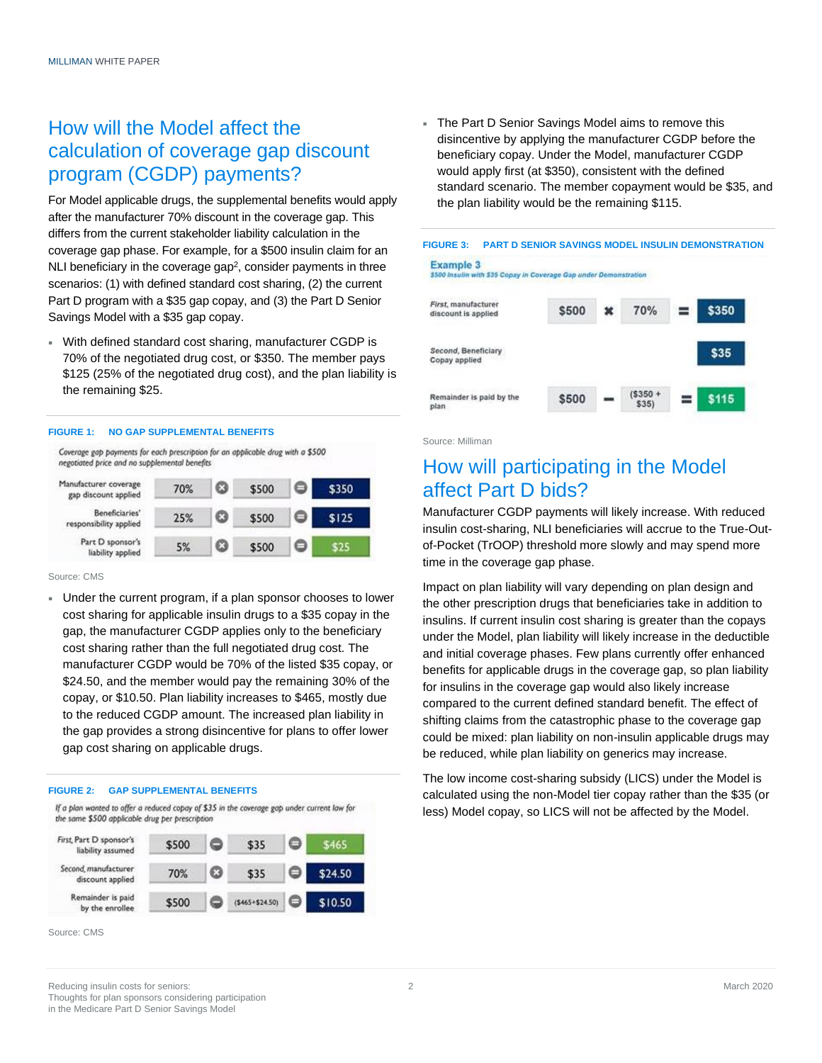## How will the Model affect the calculation of coverage gap discount program (CGDP) payments?

For Model applicable drugs, the supplemental benefits would apply after the manufacturer 70% discount in the coverage gap. This differs from the current stakeholder liability calculation in the coverage gap phase. For example, for a $500 insulin claim for an NLI beneficiary in the coverage gap[2], consider payments in three scenarios: (1) with defined standard cost sharing, (2) the current Part D program with a $35 gap copay, and (3) the Part D Senior Savings Model with a $35 gap copay.

- With defined standard cost sharing, manufacturer CGDP is 70% of the negotiated drug cost, or $350. The member pays $125 (25% of the negotiated drug cost), and the plan liability is the remaining $25.

**FIGURE 1: NO GAP SUPPLEMENTAL BENEFITS**

*Coverage gap payments for each prescription for an applicable drug with a $500 negotiated price and no supplemental benefits*

| | | | | | |
|---|---|---|---|---|---|
| Manufacturer coverage gap discount applied | 70% | × | $500 | = | $350 |
| Beneficiaries' responsibility applied | 25% | × | $500 | = | $125 |
| Part D sponsor's liability applied | 5% | × | $500 | = | $25 |

Source: CMS

- Under the current program, if a plan sponsor chooses to lower cost sharing for applicable insulin drugs to a $35 copay in the gap, the manufacturer CGDP applies only to the beneficiary cost sharing rather than the full negotiated drug cost. The manufacturer CGDP would be 70% of the listed $35 copay, or $24.50, and the member would pay the remaining 30% of the copay, or $10.50. Plan liability increases to $465, mostly due to the reduced CGDP amount. The increased plan liability in the gap provides a strong disincentive for plans to offer lower gap cost sharing on applicable drugs.

**FIGURE 2: GAP SUPPLEMENTAL BENEFITS**

*If a plan wanted to offer a reduced copay of $35 in the coverage gap under current law for the same $500 applicable drug per prescription*

| | | | | | |
|---|---|---|---|---|---|
| First, Part D sponsor's liability assumed | $500 | − | $35 | = | $465 |
| Second, manufacturer discount applied | 70% | × | $35 | = | $24.50 |
| Remainder is paid by the enrollee | $500 | − | ($465+$24.50) | = | $10.50 |

Source: CMS

- The Part D Senior Savings Model aims to remove this disincentive by applying the manufacturer CGDP before the beneficiary copay. Under the Model, manufacturer CGDP would apply first (at $350), consistent with the defined standard scenario. The member copayment would be $35, and the plan liability would be the remaining $115.

**FIGURE 3: PART D SENIOR SAVINGS MODEL INSULIN DEMONSTRATION**

**Example 3**
*$500 Insulin with $35 Copay in Coverage Gap under Demonstration*

| | | | | | |
|---|---|---|---|---|---|
| *First*, manufacturer discount is applied | $500 | × | 70% | = | $350 |
| *Second*, Beneficiary Copay applied | | | | | $35 |
| Remainder is paid by the plan | $500 | − | ($350 + $35) | = | $115 |

Source: Milliman

## How will participating in the Model affect Part D bids?

Manufacturer CGDP payments will likely increase. With reduced insulin cost-sharing, NLI beneficiaries will accrue to the True-Out-of-Pocket (TrOOP) threshold more slowly and may spend more time in the coverage gap phase.

Impact on plan liability will vary depending on plan design and the other prescription drugs that beneficiaries take in addition to insulins. If current insulin cost sharing is greater than the copays under the Model, plan liability will likely increase in the deductible and initial coverage phases. Few plans currently offer enhanced benefits for applicable drugs in the coverage gap, so plan liability for insulins in the coverage gap would also likely increase compared to the current defined standard benefit. The effect of shifting claims from the catastrophic phase to the coverage gap could be mixed: plan liability on non-insulin applicable drugs may be reduced, while plan liability on generics may increase.

The low income cost-sharing subsidy (LICS) under the Model is calculated using the non-Model tier copay rather than the $35 (or less) Model copay, so LICS will not be affected by the Model.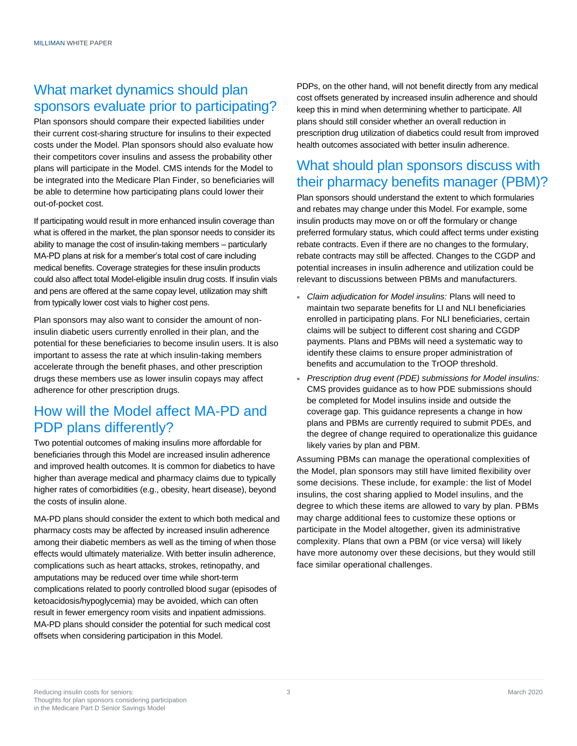## What market dynamics should plan sponsors evaluate prior to participating?

Plan sponsors should compare their expected liabilities under their current cost-sharing structure for insulins to their expected costs under the Model. Plan sponsors should also evaluate how their competitors cover insulins and assess the probability other plans will participate in the Model. CMS intends for the Model to be integrated into the Medicare Plan Finder, so beneficiaries will be able to determine how participating plans could lower their out-of-pocket cost.

If participating would result in more enhanced insulin coverage than what is offered in the market, the plan sponsor needs to consider its ability to manage the cost of insulin-taking members – particularly MA-PD plans at risk for a member's total cost of care including medical benefits. Coverage strategies for these insulin products could also affect total Model-eligible insulin drug costs. If insulin vials and pens are offered at the same copay level, utilization may shift from typically lower cost vials to higher cost pens.

Plan sponsors may also want to consider the amount of non-insulin diabetic users currently enrolled in their plan, and the potential for these beneficiaries to become insulin users. It is also important to assess the rate at which insulin-taking members accelerate through the benefit phases, and other prescription drugs these members use as lower insulin copays may affect adherence for other prescription drugs.

## How will the Model affect MA-PD and PDP plans differently?

Two potential outcomes of making insulins more affordable for beneficiaries through this Model are increased insulin adherence and improved health outcomes. It is common for diabetics to have higher than average medical and pharmacy claims due to typically higher rates of comorbidities (e.g., obesity, heart disease), beyond the costs of insulin alone.

MA-PD plans should consider the extent to which both medical and pharmacy costs may be affected by increased insulin adherence among their diabetic members as well as the timing of when those effects would ultimately materialize. With better insulin adherence, complications such as heart attacks, strokes, retinopathy, and amputations may be reduced over time while short-term complications related to poorly controlled blood sugar (episodes of ketoacidosis/hypoglycemia) may be avoided, which can often result in fewer emergency room visits and inpatient admissions. MA-PD plans should consider the potential for such medical cost offsets when considering participation in this Model.

PDPs, on the other hand, will not benefit directly from any medical cost offsets generated by increased insulin adherence and should keep this in mind when determining whether to participate. All plans should still consider whether an overall reduction in prescription drug utilization of diabetics could result from improved health outcomes associated with better insulin adherence.

## What should plan sponsors discuss with their pharmacy benefits manager (PBM)?

Plan sponsors should understand the extent to which formularies and rebates may change under this Model. For example, some insulin products may move on or off the formulary or change preferred formulary status, which could affect terms under existing rebate contracts. Even if there are no changes to the formulary, rebate contracts may still be affected. Changes to the CGDP and potential increases in insulin adherence and utilization could be relevant to discussions between PBMs and manufacturers.

- *Claim adjudication for Model insulins:* Plans will need to maintain two separate benefits for LI and NLI beneficiaries enrolled in participating plans. For NLI beneficiaries, certain claims will be subject to different cost sharing and CGDP payments. Plans and PBMs will need a systematic way to identify these claims to ensure proper administration of benefits and accumulation to the TrOOP threshold.
- *Prescription drug event (PDE) submissions for Model insulins:* CMS provides guidance as to how PDE submissions should be completed for Model insulins inside and outside the coverage gap. This guidance represents a change in how plans and PBMs are currently required to submit PDEs, and the degree of change required to operationalize this guidance likely varies by plan and PBM.

Assuming PBMs can manage the operational complexities of the Model, plan sponsors may still have limited flexibility over some decisions. These include, for example: the list of Model insulins, the cost sharing applied to Model insulins, and the degree to which these items are allowed to vary by plan. PBMs may charge additional fees to customize these options or participate in the Model altogether, given its administrative complexity. Plans that own a PBM (or vice versa) will likely have more autonomy over these decisions, but they would still face similar operational challenges.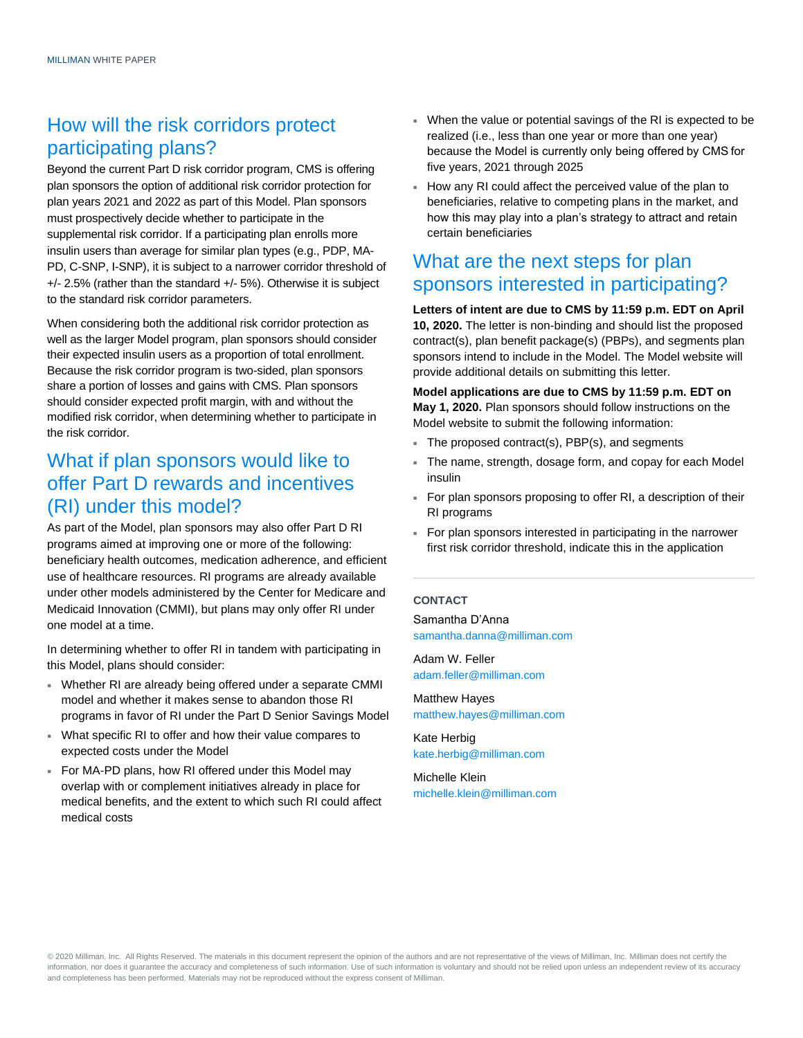## How will the risk corridors protect participating plans?

Beyond the current Part D risk corridor program, CMS is offering plan sponsors the option of additional risk corridor protection for plan years 2021 and 2022 as part of this Model. Plan sponsors must prospectively decide whether to participate in the supplemental risk corridor. If a participating plan enrolls more insulin users than average for similar plan types (e.g., PDP, MA-PD, C-SNP, I-SNP), it is subject to a narrower corridor threshold of +/- 2.5% (rather than the standard +/- 5%). Otherwise it is subject to the standard risk corridor parameters.

When considering both the additional risk corridor protection as well as the larger Model program, plan sponsors should consider their expected insulin users as a proportion of total enrollment. Because the risk corridor program is two-sided, plan sponsors share a portion of losses and gains with CMS. Plan sponsors should consider expected profit margin, with and without the modified risk corridor, when determining whether to participate in the risk corridor.

## What if plan sponsors would like to offer Part D rewards and incentives (RI) under this model?

As part of the Model, plan sponsors may also offer Part D RI programs aimed at improving one or more of the following: beneficiary health outcomes, medication adherence, and efficient use of healthcare resources. RI programs are already available under other models administered by the Center for Medicare and Medicaid Innovation (CMMI), but plans may only offer RI under one model at a time.

In determining whether to offer RI in tandem with participating in this Model, plans should consider:

- Whether RI are already being offered under a separate CMMI model and whether it makes sense to abandon those RI programs in favor of RI under the Part D Senior Savings Model
- What specific RI to offer and how their value compares to expected costs under the Model
- For MA-PD plans, how RI offered under this Model may overlap with or complement initiatives already in place for medical benefits, and the extent to which such RI could affect medical costs
- When the value or potential savings of the RI is expected to be realized (i.e., less than one year or more than one year) because the Model is currently only being offered by CMS for five years, 2021 through 2025
- How any RI could affect the perceived value of the plan to beneficiaries, relative to competing plans in the market, and how this may play into a plan's strategy to attract and retain certain beneficiaries

## What are the next steps for plan sponsors interested in participating?

**Letters of intent are due to CMS by 11:59 p.m. EDT on April 10, 2020.** The letter is non-binding and should list the proposed contract(s), plan benefit package(s) (PBPs), and segments plan sponsors intend to include in the Model. The Model website will provide additional details on submitting this letter.

**Model applications are due to CMS by 11:59 p.m. EDT on May 1, 2020.** Plan sponsors should follow instructions on the Model website to submit the following information:

- The proposed contract(s), PBP(s), and segments
- The name, strength, dosage form, and copay for each Model insulin
- For plan sponsors proposing to offer RI, a description of their RI programs
- For plan sponsors interested in participating in the narrower first risk corridor threshold, indicate this in the application

---

**CONTACT**

Samantha D'Anna
samantha.danna@milliman.com

Adam W. Feller
adam.feller@milliman.com

Matthew Hayes
matthew.hayes@milliman.com

Kate Herbig
kate.herbig@milliman.com

Michelle Klein
michelle.klein@milliman.com

© 2020 Milliman, Inc. All Rights Reserved. The materials in this document represent the opinion of the authors and are not representative of the views of Milliman, Inc. Milliman does not certify the information, nor does it guarantee the accuracy and completeness of such information. Use of such information is voluntary and should not be relied upon unless an independent review of its accuracy and completeness has been performed. Materials may not be reproduced without the express consent of Milliman.